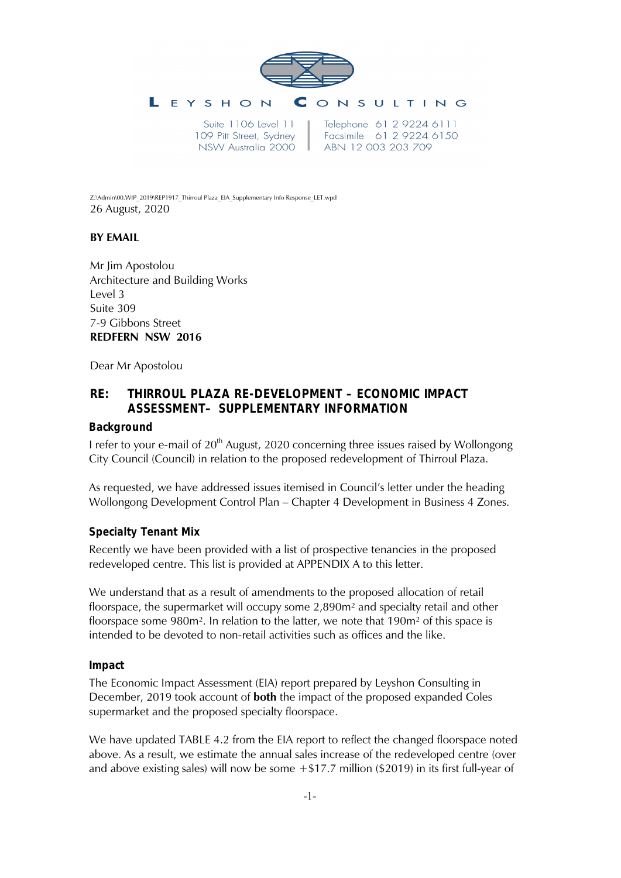**LEYSHON CONSULTING**

Suite 1106 Level 11
109 Pitt Street, Sydney
NSW Australia 2000

Telephone 61 2 9224 6111
Facsimile 61 2 9224 6150
ABN 12 003 203 709

Z:\Admin\00.WIP_2019\REP1917_Thirroul Plaza_EIA_Supplementary Info Response_LET.wpd

26 August, 2020

**BY EMAIL**

Mr Jim Apostolou
Architecture and Building Works
Level 3
Suite 309
7-9 Gibbons Street
**REDFERN NSW 2016**

Dear Mr Apostolou

## RE: THIRROUL PLAZA RE-DEVELOPMENT – ECONOMIC IMPACT ASSESSMENT– SUPPLEMENTARY INFORMATION

### Background

I refer to your e-mail of 20th August, 2020 concerning three issues raised by Wollongong City Council (Council) in relation to the proposed redevelopment of Thirroul Plaza.

As requested, we have addressed issues itemised in Council's letter under the heading Wollongong Development Control Plan – Chapter 4 Development in Business 4 Zones.

### Specialty Tenant Mix

Recently we have been provided with a list of prospective tenancies in the proposed redeveloped centre. This list is provided at APPENDIX A to this letter.

We understand that as a result of amendments to the proposed allocation of retail floorspace, the supermarket will occupy some 2,890m² and specialty retail and other floorspace some 980m². In relation to the latter, we note that 190m² of this space is intended to be devoted to non-retail activities such as offices and the like.

### Impact

The Economic Impact Assessment (EIA) report prepared by Leyshon Consulting in December, 2019 took account of **both** the impact of the proposed expanded Coles supermarket and the proposed specialty floorspace.

We have updated TABLE 4.2 from the EIA report to reflect the changed floorspace noted above. As a result, we estimate the annual sales increase of the redeveloped centre (over and above existing sales) will now be some +$17.7 million ($2019) in its first full-year of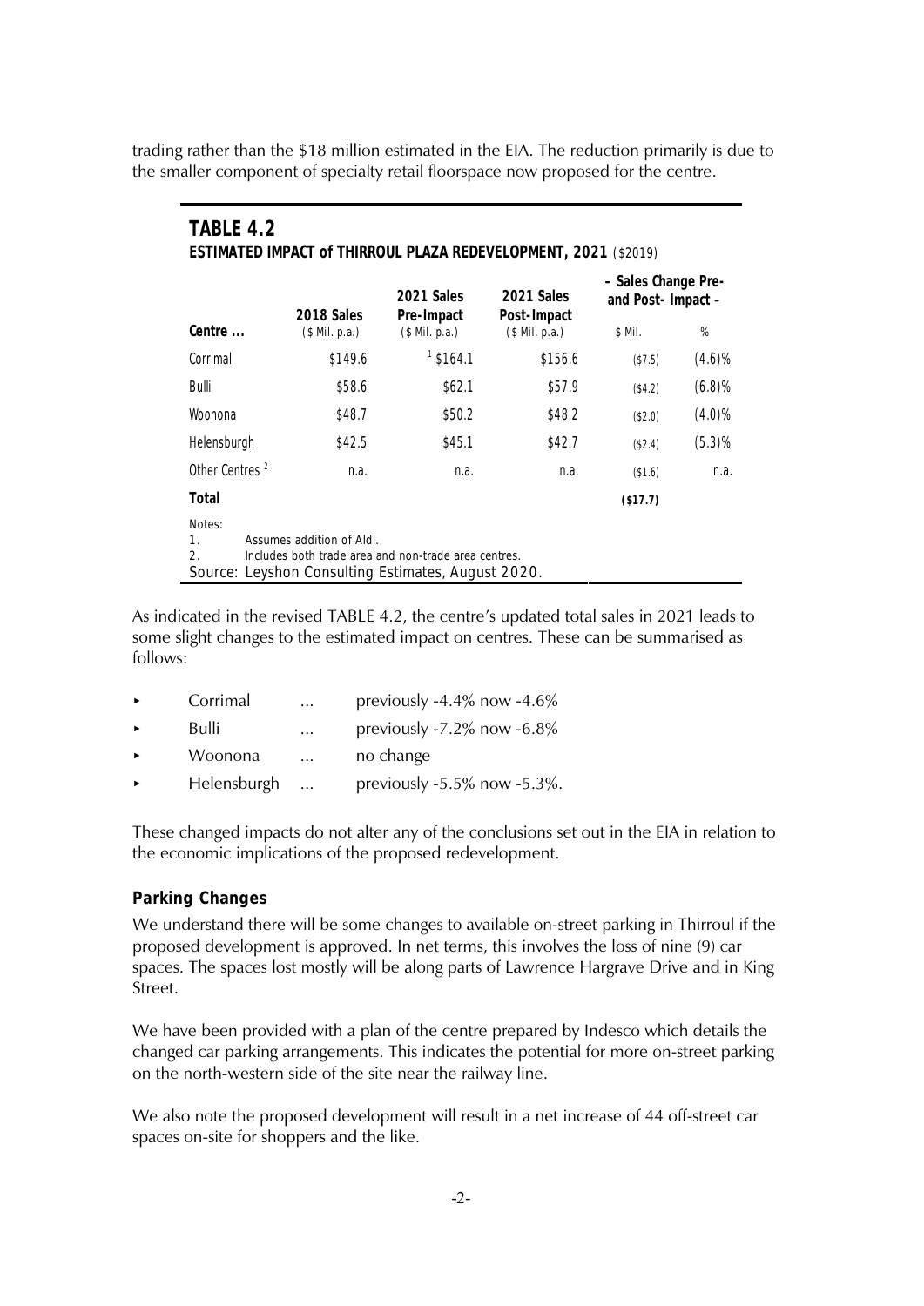trading rather than the $18 million estimated in the EIA. The reduction primarily is due to the smaller component of specialty retail floorspace now proposed for the centre.

**TABLE 4.2**
**ESTIMATED IMPACT of THIRROUL PLAZA REDEVELOPMENT, 2021** ($2019)

| Centre ... | 2018 Sales ($ Mil. p.a.) | 2021 Sales Pre-Impact ($ Mil. p.a.) | 2021 Sales Post-Impact ($ Mil. p.a.) | – Sales Change Pre- and Post- Impact – | |
|---|---|---|---|---|---|
| | | | | $ Mil. | % |
| Corrimal | $149.6 | [1] $164.1 | $156.6 | ($7.5) | (4.6)% |
| Bulli | $58.6 | $62.1 | $57.9 | ($4.2) | (6.8)% |
| Woonona | $48.7 | $50.2 | $48.2 | ($2.0) | (4.0)% |
| Helensburgh | $42.5 | $45.1 | $42.7 | ($2.4) | (5.3)% |
| Other Centres [2] | n.a. | n.a. | n.a. | ($1.6) | n.a. |
| **Total** | | | | **($17.7)** | |

Notes:
1. Assumes addition of Aldi.
2. Includes both trade area and non-trade area centres.

Source: Leyshon Consulting Estimates, August 2020.

As indicated in the revised TABLE 4.2, the centre's updated total sales in 2021 leads to some slight changes to the estimated impact on centres. These can be summarised as follows:

- Corrimal ... previously -4.4% now -4.6%
- Bulli ... previously -7.2% now -6.8%
- Woonona ... no change
- Helensburgh ... previously -5.5% now -5.3%.

These changed impacts do not alter any of the conclusions set out in the EIA in relation to the economic implications of the proposed redevelopment.

### Parking Changes

We understand there will be some changes to available on-street parking in Thirroul if the proposed development is approved. In net terms, this involves the loss of nine (9) car spaces. The spaces lost mostly will be along parts of Lawrence Hargrave Drive and in King Street.

We have been provided with a plan of the centre prepared by Indesco which details the changed car parking arrangements. This indicates the potential for more on-street parking on the north-western side of the site near the railway line.

We also note the proposed development will result in a net increase of 44 off-street car spaces on-site for shoppers and the like.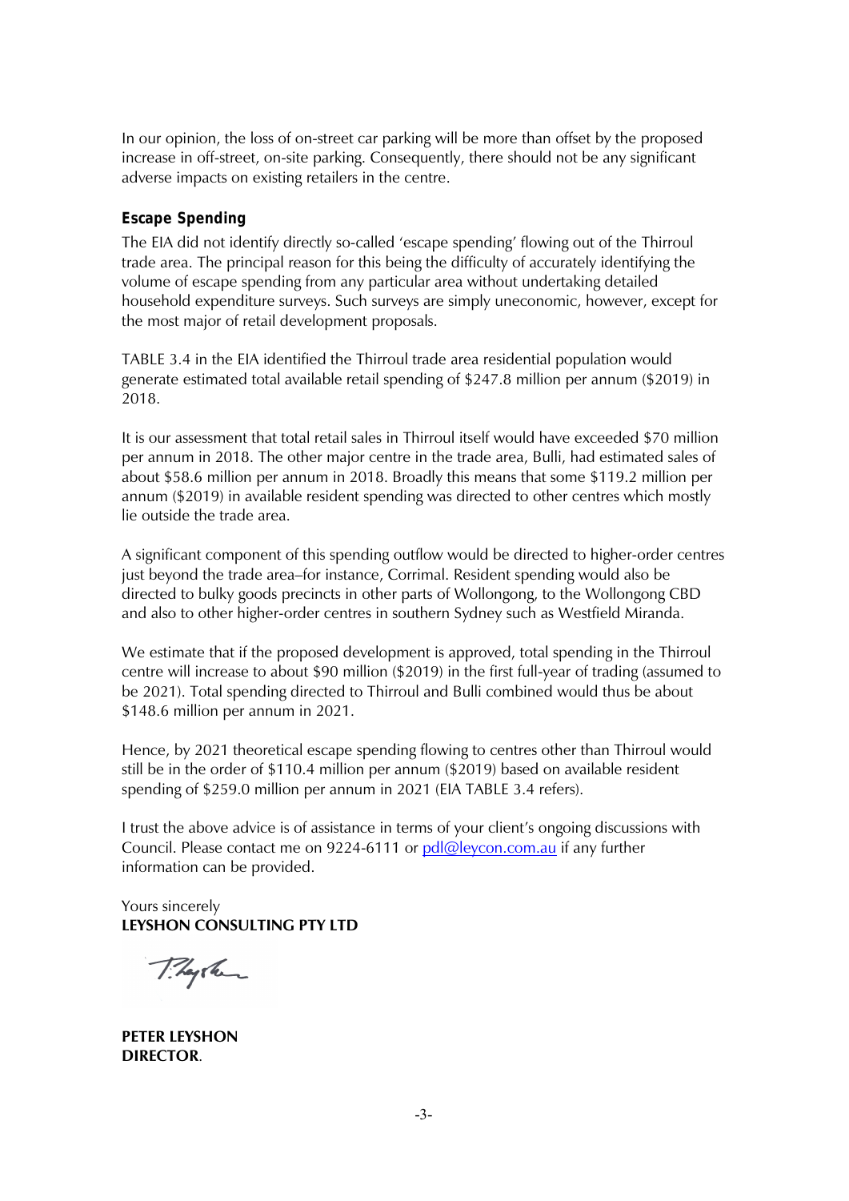In our opinion, the loss of on-street car parking will be more than offset by the proposed increase in off-street, on-site parking. Consequently, there should not be any significant adverse impacts on existing retailers in the centre.

### Escape Spending

The EIA did not identify directly so-called 'escape spending' flowing out of the Thirroul trade area. The principal reason for this being the difficulty of accurately identifying the volume of escape spending from any particular area without undertaking detailed household expenditure surveys. Such surveys are simply uneconomic, however, except for the most major of retail development proposals.

TABLE 3.4 in the EIA identified the Thirroul trade area residential population would generate estimated total available retail spending of $247.8 million per annum ($2019) in 2018.

It is our assessment that total retail sales in Thirroul itself would have exceeded $70 million per annum in 2018. The other major centre in the trade area, Bulli, had estimated sales of about $58.6 million per annum in 2018. Broadly this means that some $119.2 million per annum ($2019) in available resident spending was directed to other centres which mostly lie outside the trade area.

A significant component of this spending outflow would be directed to higher-order centres just beyond the trade area–for instance, Corrimal. Resident spending would also be directed to bulky goods precincts in other parts of Wollongong, to the Wollongong CBD and also to other higher-order centres in southern Sydney such as Westfield Miranda.

We estimate that if the proposed development is approved, total spending in the Thirroul centre will increase to about $90 million ($2019) in the first full-year of trading (assumed to be 2021). Total spending directed to Thirroul and Bulli combined would thus be about $148.6 million per annum in 2021.

Hence, by 2021 theoretical escape spending flowing to centres other than Thirroul would still be in the order of $110.4 million per annum ($2019) based on available resident spending of $259.0 million per annum in 2021 (EIA TABLE 3.4 refers).

I trust the above advice is of assistance in terms of your client's ongoing discussions with Council. Please contact me on 9224-6111 or pdl@leycon.com.au if any further information can be provided.

Yours sincerely
**LEYSHON CONSULTING PTY LTD**

**PETER LEYSHON**
**DIRECTOR**.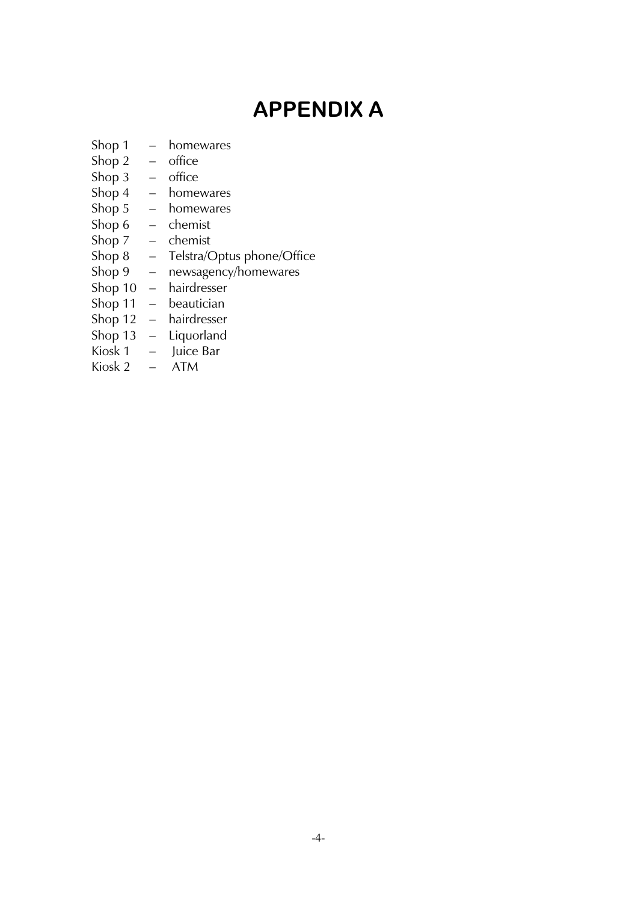# APPENDIX A

Shop 1 – homewares
Shop 2 – office
Shop 3 – office
Shop 4 – homewares
Shop 5 – homewares
Shop 6 – chemist
Shop 7 – chemist
Shop 8 – Telstra/Optus phone/Office
Shop 9 – newsagency/homewares
Shop 10 – hairdresser
Shop 11 – beautician
Shop 12 – hairdresser
Shop 13 – Liquorland
Kiosk 1 – Juice Bar
Kiosk 2 – ATM